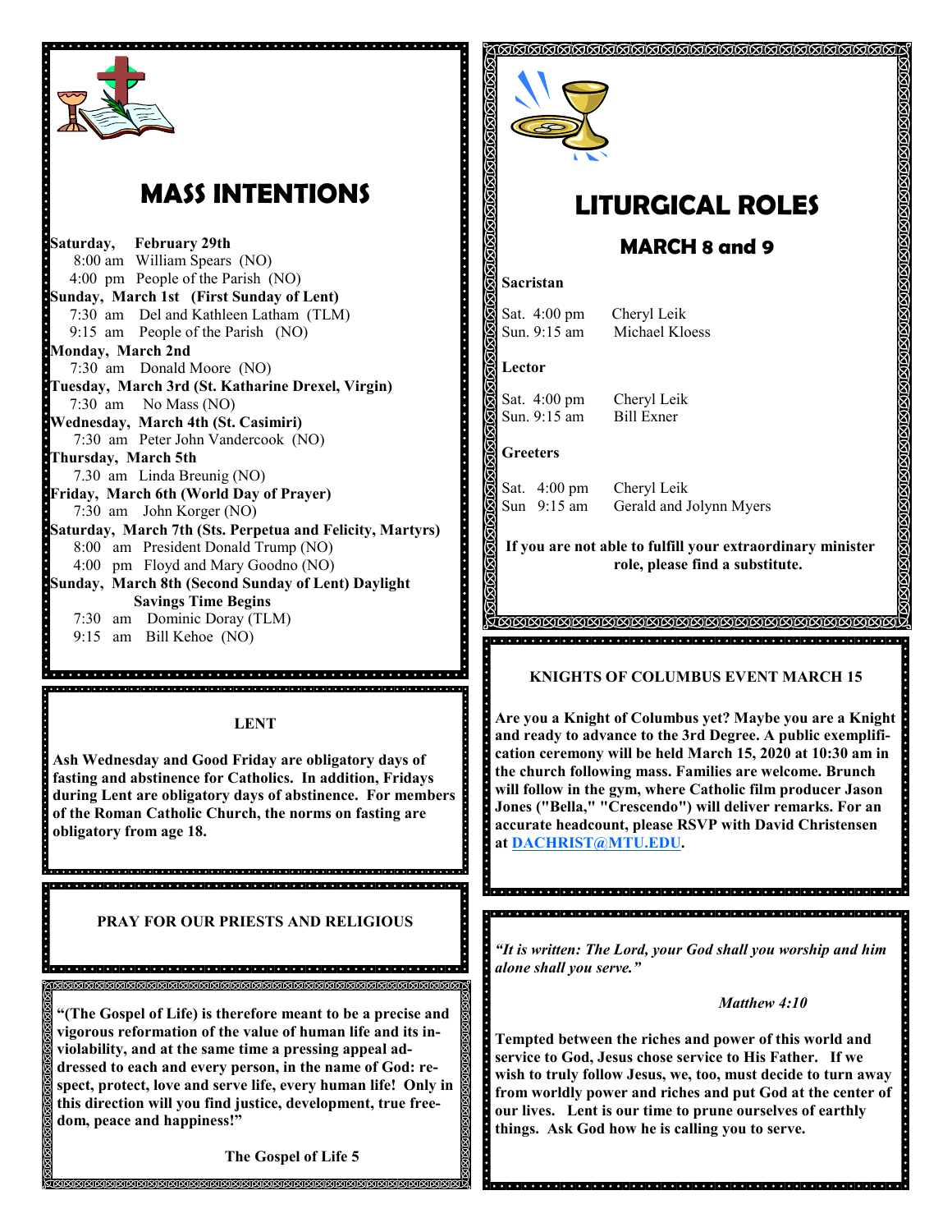# MASS INTENTIONS

**Saturday, February 29th**
8:00 am William Spears (NO)
4:00 pm People of the Parish (NO)

**Sunday, March 1st (First Sunday of Lent)**
7:30 am Del and Kathleen Latham (TLM)
9:15 am People of the Parish (NO)

**Monday, March 2nd**
7:30 am Donald Moore (NO)

**Tuesday, March 3rd (St. Katharine Drexel, Virgin)**
7:30 am No Mass (NO)

**Wednesday, March 4th (St. Casimiri)**
7:30 am Peter John Vandercook (NO)

**Thursday, March 5th**
7.30 am Linda Breunig (NO)

**Friday, March 6th (World Day of Prayer)**
7:30 am John Korger (NO)

**Saturday, March 7th (Sts. Perpetua and Felicity, Martyrs)**
8:00 am President Donald Trump (NO)
4:00 pm Floyd and Mary Goodno (NO)

**Sunday, March 8th (Second Sunday of Lent) Daylight Savings Time Begins**
7:30 am Dominic Doray (TLM)
9:15 am Bill Kehoe (NO)

## LENT

**Ash Wednesday and Good Friday are obligatory days of fasting and abstinence for Catholics. In addition, Fridays during Lent are obligatory days of abstinence. For members of the Roman Catholic Church, the norms on fasting are obligatory from age 18.**

## PRAY FOR OUR PRIESTS AND RELIGIOUS

**"(The Gospel of Life) is therefore meant to be a precise and vigorous reformation of the value of human life and its inviolability, and at the same time a pressing appeal addressed to each and every person, in the name of God: respect, protect, love and serve life, every human life! Only in this direction will you find justice, development, true freedom, peace and happiness!"**

**The Gospel of Life 5**

# LITURGICAL ROLES

## MARCH 8 and 9

**Sacristan**

Sat. 4:00 pm Cheryl Leik
Sun. 9:15 am Michael Kloess

**Lector**

Sat. 4:00 pm Cheryl Leik
Sun. 9:15 am Bill Exner

**Greeters**

Sat. 4:00 pm Cheryl Leik
Sun 9:15 am Gerald and Jolynn Myers

**If you are not able to fulfill your extraordinary minister role, please find a substitute.**

## KNIGHTS OF COLUMBUS EVENT MARCH 15

**Are you a Knight of Columbus yet? Maybe you are a Knight and ready to advance to the 3rd Degree. A public exemplification ceremony will be held March 15, 2020 at 10:30 am in the church following mass. Families are welcome. Brunch will follow in the gym, where Catholic film producer Jason Jones ("Bella," "Crescendo") will deliver remarks. For an accurate headcount, please RSVP with David Christensen at DACHRIST@MTU.EDU.**

***"It is written: The Lord, your God shall you worship and him alone shall you serve."***

***Matthew 4:10***

**Tempted between the riches and power of this world and service to God, Jesus chose service to His Father. If we wish to truly follow Jesus, we, too, must decide to turn away from worldly power and riches and put God at the center of our lives. Lent is our time to prune ourselves of earthly things. Ask God how he is calling you to serve.**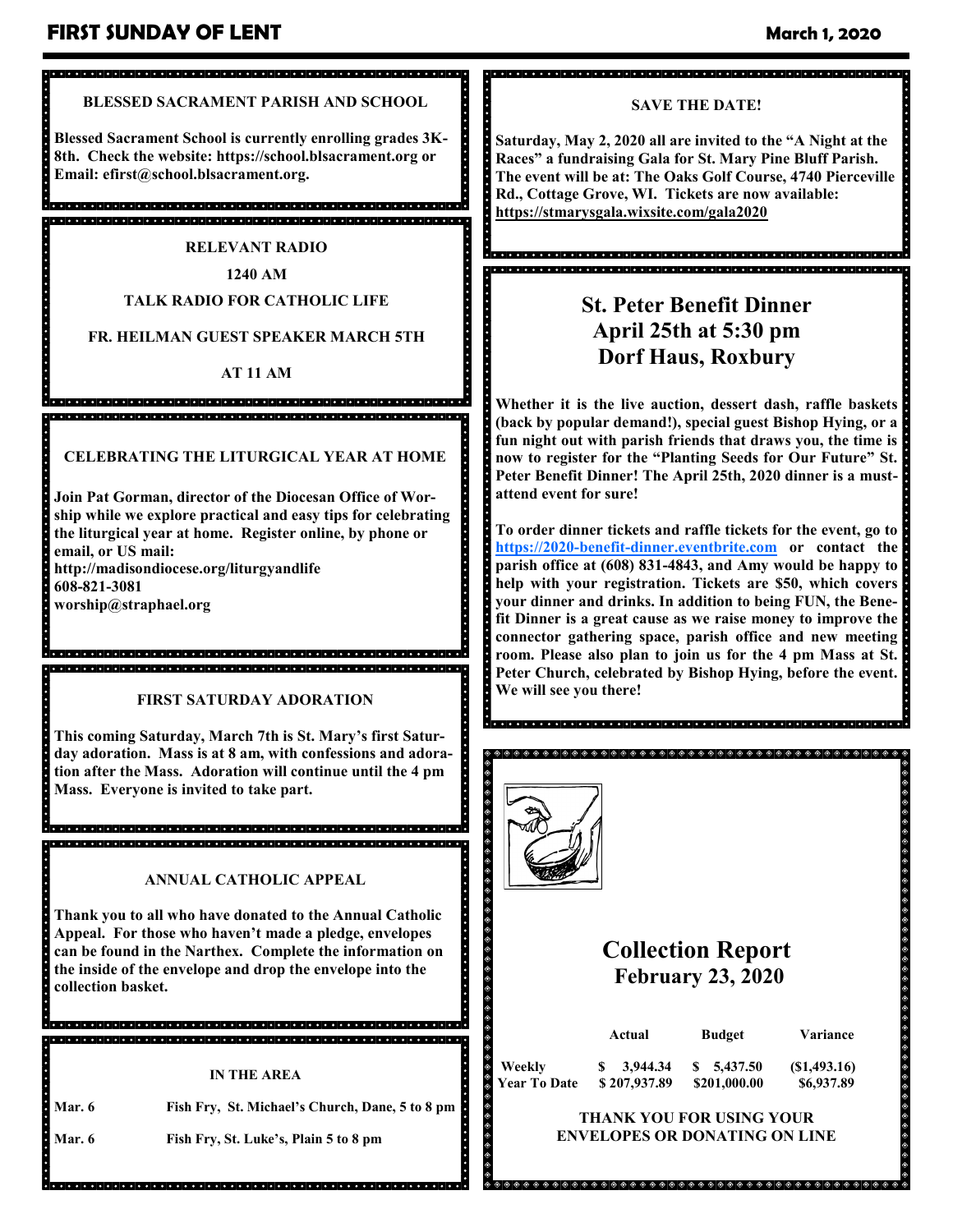# FIRST SUNDAY OF LENT

**March 1, 2020**

### BLESSED SACRAMENT PARISH AND SCHOOL

**Blessed Sacrament School is currently enrolling grades 3K-8th. Check the website: https://school.blsacrament.org or Email: efirst@school.blsacrament.org.**

### RELEVANT RADIO

**1240 AM**

**TALK RADIO FOR CATHOLIC LIFE**

**FR. HEILMAN GUEST SPEAKER MARCH 5TH**

**AT 11 AM**

### CELEBRATING THE LITURGICAL YEAR AT HOME

**Join Pat Gorman, director of the Diocesan Office of Worship while we explore practical and easy tips for celebrating the liturgical year at home. Register online, by phone or email, or US mail:**
**http://madisondiocese.org/liturgyandlife**
**608-821-3081**
**worship@straphael.org**

### FIRST SATURDAY ADORATION

**This coming Saturday, March 7th is St. Mary's first Saturday adoration. Mass is at 8 am, with confessions and adoration after the Mass. Adoration will continue until the 4 pm Mass. Everyone is invited to take part.**

### ANNUAL CATHOLIC APPEAL

**Thank you to all who have donated to the Annual Catholic Appeal. For those who haven't made a pledge, envelopes can be found in the Narthex. Complete the information on the inside of the envelope and drop the envelope into the collection basket.**

### IN THE AREA

| | |
|---|---|
| **Mar. 6** | **Fish Fry, St. Michael's Church, Dane, 5 to 8 pm** |
| **Mar. 6** | **Fish Fry, St. Luke's, Plain 5 to 8 pm** |

### SAVE THE DATE!

**Saturday, May 2, 2020 all are invited to the "A Night at the Races" a fundraising Gala for St. Mary Pine Bluff Parish. The event will be at: The Oaks Golf Course, 4740 Pierceville Rd., Cottage Grove, WI. Tickets are now available: https://stmarysgala.wixsite.com/gala2020**

## St. Peter Benefit Dinner
## April 25th at 5:30 pm
## Dorf Haus, Roxbury

**Whether it is the live auction, dessert dash, raffle baskets (back by popular demand!), special guest Bishop Hying, or a fun night out with parish friends that draws you, the time is now to register for the "Planting Seeds for Our Future" St. Peter Benefit Dinner! The April 25th, 2020 dinner is a must-attend event for sure!**

**To order dinner tickets and raffle tickets for the event, go to https://2020-benefit-dinner.eventbrite.com or contact the parish office at (608) 831-4843, and Amy would be happy to help with your registration. Tickets are $50, which covers your dinner and drinks. In addition to being FUN, the Benefit Dinner is a great cause as we raise money to improve the connector gathering space, parish office and new meeting room. Please also plan to join us for the 4 pm Mass at St. Peter Church, celebrated by Bishop Hying, before the event. We will see you there!**

## Collection Report
### February 23, 2020

| | Actual | Budget | Variance |
|---|---|---|---|
| Weekly | $ 3,944.34 | $ 5,437.50 | ($1,493.16) |
| Year To Date | $ 207,937.89 | $201,000.00 | $6,937.89 |

**THANK YOU FOR USING YOUR ENVELOPES OR DONATING ON LINE**